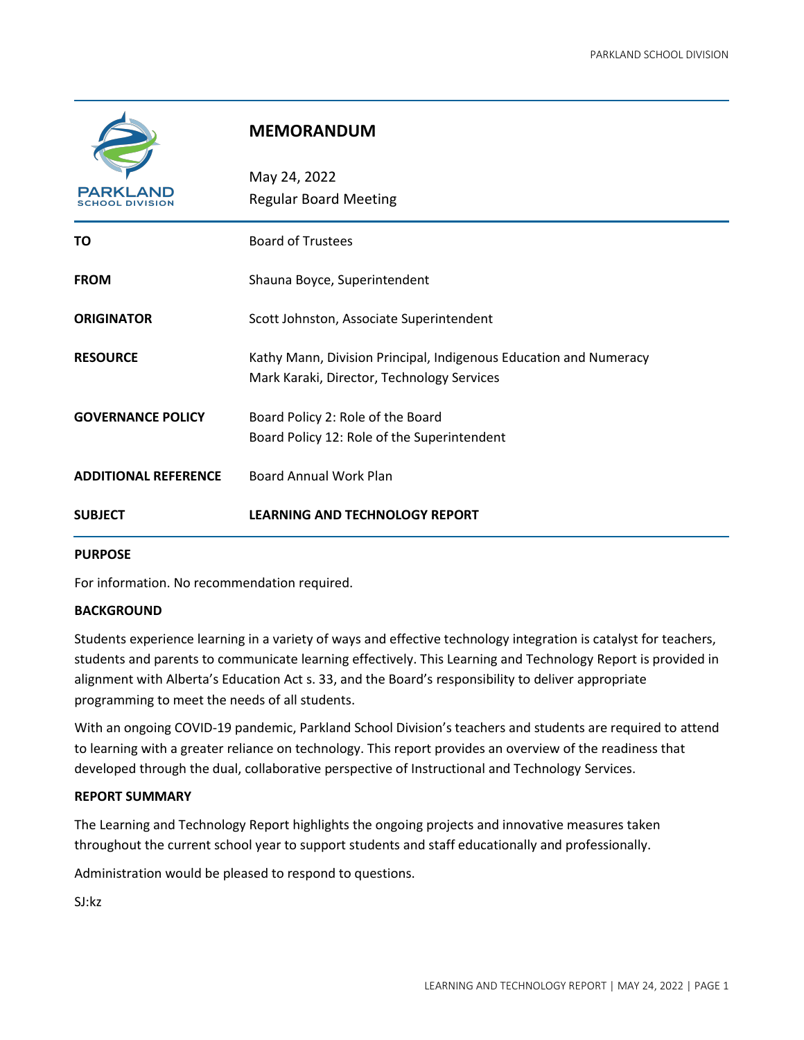# MEMORANDUM

May 24, 2022
Regular Board Meeting

| | |
|---|---|
| **TO** | Board of Trustees |
| **FROM** | Shauna Boyce, Superintendent |
| **ORIGINATOR** | Scott Johnston, Associate Superintendent |
| **RESOURCE** | Kathy Mann, Division Principal, Indigenous Education and Numeracy<br>Mark Karaki, Director, Technology Services |
| **GOVERNANCE POLICY** | Board Policy 2: Role of the Board<br>Board Policy 12: Role of the Superintendent |
| **ADDITIONAL REFERENCE** | Board Annual Work Plan |
| **SUBJECT** | **LEARNING AND TECHNOLOGY REPORT** |

**PURPOSE**

For information. No recommendation required.

**BACKGROUND**

Students experience learning in a variety of ways and effective technology integration is catalyst for teachers, students and parents to communicate learning effectively. This Learning and Technology Report is provided in alignment with Alberta's Education Act s. 33, and the Board's responsibility to deliver appropriate programming to meet the needs of all students.

With an ongoing COVID-19 pandemic, Parkland School Division's teachers and students are required to attend to learning with a greater reliance on technology. This report provides an overview of the readiness that developed through the dual, collaborative perspective of Instructional and Technology Services.

**REPORT SUMMARY**

The Learning and Technology Report highlights the ongoing projects and innovative measures taken throughout the current school year to support students and staff educationally and professionally.

Administration would be pleased to respond to questions.

SJ:kz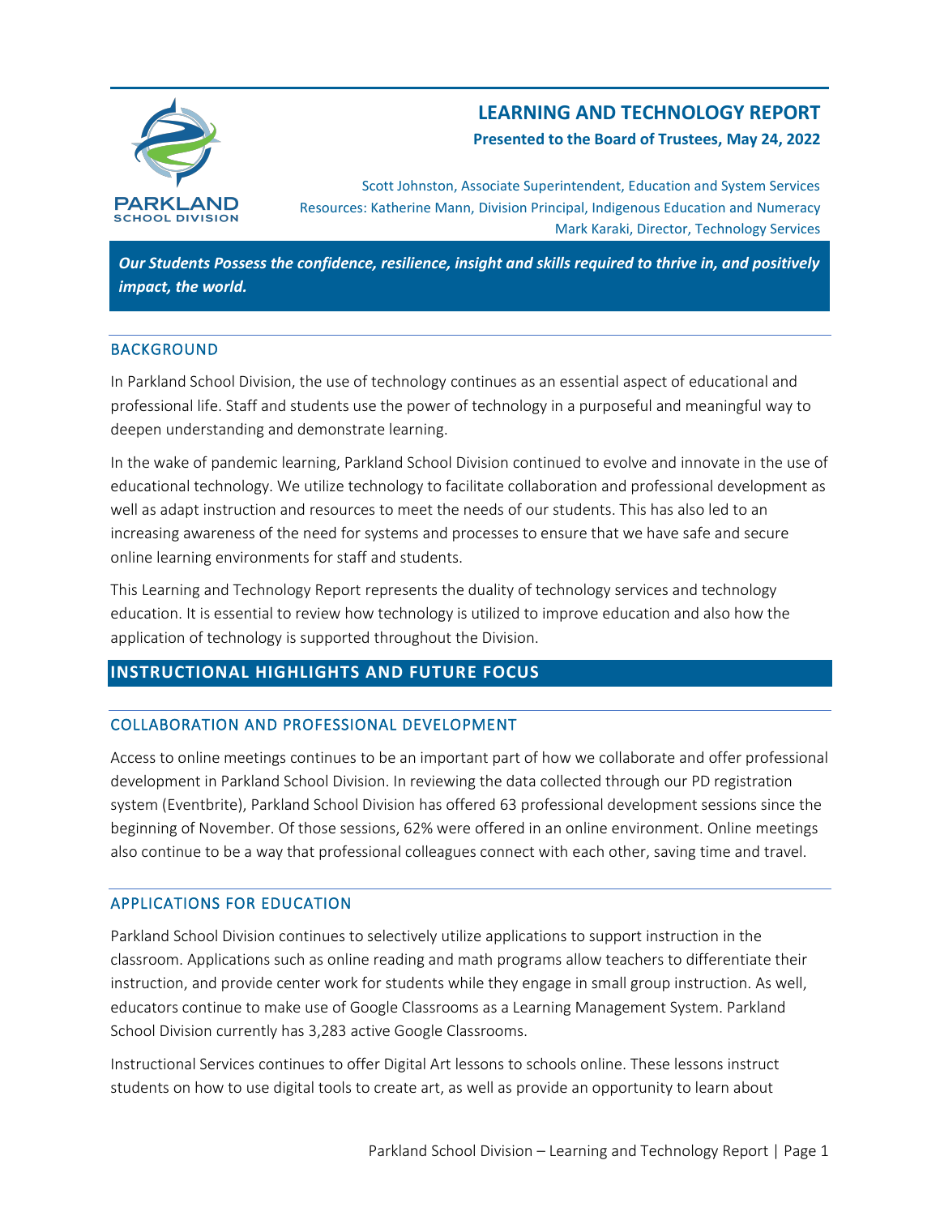# LEARNING AND TECHNOLOGY REPORT

**Presented to the Board of Trustees, May 24, 2022**

Scott Johnston, Associate Superintendent, Education and System Services
Resources: Katherine Mann, Division Principal, Indigenous Education and Numeracy
Mark Karaki, Director, Technology Services

***Our Students Possess the confidence, resilience, insight and skills required to thrive in, and positively impact, the world.***

## BACKGROUND

In Parkland School Division, the use of technology continues as an essential aspect of educational and professional life. Staff and students use the power of technology in a purposeful and meaningful way to deepen understanding and demonstrate learning.

In the wake of pandemic learning, Parkland School Division continued to evolve and innovate in the use of educational technology. We utilize technology to facilitate collaboration and professional development as well as adapt instruction and resources to meet the needs of our students. This has also led to an increasing awareness of the need for systems and processes to ensure that we have safe and secure online learning environments for staff and students.

This Learning and Technology Report represents the duality of technology services and technology education. It is essential to review how technology is utilized to improve education and also how the application of technology is supported throughout the Division.

## INSTRUCTIONAL HIGHLIGHTS AND FUTURE FOCUS

### COLLABORATION AND PROFESSIONAL DEVELOPMENT

Access to online meetings continues to be an important part of how we collaborate and offer professional development in Parkland School Division. In reviewing the data collected through our PD registration system (Eventbrite), Parkland School Division has offered 63 professional development sessions since the beginning of November. Of those sessions, 62% were offered in an online environment. Online meetings also continue to be a way that professional colleagues connect with each other, saving time and travel.

### APPLICATIONS FOR EDUCATION

Parkland School Division continues to selectively utilize applications to support instruction in the classroom. Applications such as online reading and math programs allow teachers to differentiate their instruction, and provide center work for students while they engage in small group instruction. As well, educators continue to make use of Google Classrooms as a Learning Management System. Parkland School Division currently has 3,283 active Google Classrooms.

Instructional Services continues to offer Digital Art lessons to schools online. These lessons instruct students on how to use digital tools to create art, as well as provide an opportunity to learn about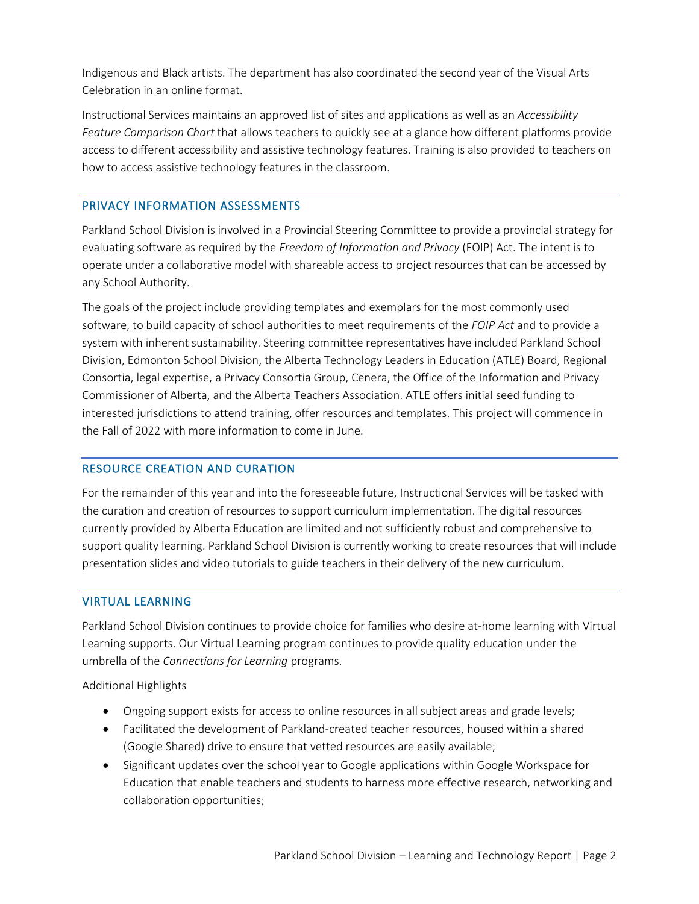Indigenous and Black artists. The department has also coordinated the second year of the Visual Arts Celebration in an online format.

Instructional Services maintains an approved list of sites and applications as well as an *Accessibility Feature Comparison Chart* that allows teachers to quickly see at a glance how different platforms provide access to different accessibility and assistive technology features. Training is also provided to teachers on how to access assistive technology features in the classroom.

## PRIVACY INFORMATION ASSESSMENTS

Parkland School Division is involved in a Provincial Steering Committee to provide a provincial strategy for evaluating software as required by the *Freedom of Information and Privacy* (FOIP) Act. The intent is to operate under a collaborative model with shareable access to project resources that can be accessed by any School Authority.

The goals of the project include providing templates and exemplars for the most commonly used software, to build capacity of school authorities to meet requirements of the *FOIP Act* and to provide a system with inherent sustainability. Steering committee representatives have included Parkland School Division, Edmonton School Division, the Alberta Technology Leaders in Education (ATLE) Board, Regional Consortia, legal expertise, a Privacy Consortia Group, Cenera, the Office of the Information and Privacy Commissioner of Alberta, and the Alberta Teachers Association. ATLE offers initial seed funding to interested jurisdictions to attend training, offer resources and templates. This project will commence in the Fall of 2022 with more information to come in June.

## RESOURCE CREATION AND CURATION

For the remainder of this year and into the foreseeable future, Instructional Services will be tasked with the curation and creation of resources to support curriculum implementation. The digital resources currently provided by Alberta Education are limited and not sufficiently robust and comprehensive to support quality learning. Parkland School Division is currently working to create resources that will include presentation slides and video tutorials to guide teachers in their delivery of the new curriculum.

## VIRTUAL LEARNING

Parkland School Division continues to provide choice for families who desire at-home learning with Virtual Learning supports. Our Virtual Learning program continues to provide quality education under the umbrella of the *Connections for Learning* programs.

Additional Highlights

- Ongoing support exists for access to online resources in all subject areas and grade levels;
- Facilitated the development of Parkland-created teacher resources, housed within a shared (Google Shared) drive to ensure that vetted resources are easily available;
- Significant updates over the school year to Google applications within Google Workspace for Education that enable teachers and students to harness more effective research, networking and collaboration opportunities;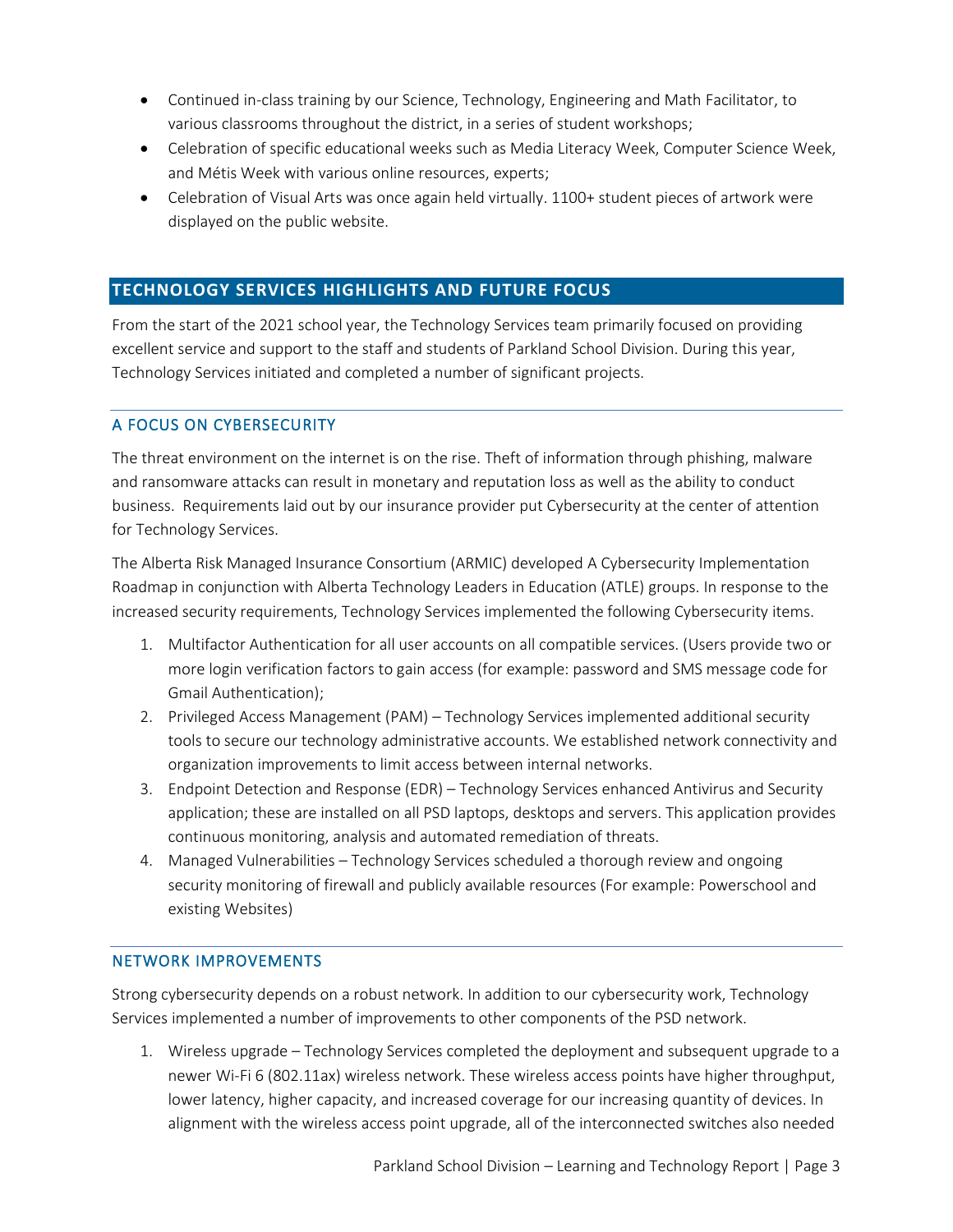- Continued in-class training by our Science, Technology, Engineering and Math Facilitator, to various classrooms throughout the district, in a series of student workshops;
- Celebration of specific educational weeks such as Media Literacy Week, Computer Science Week, and Métis Week with various online resources, experts;
- Celebration of Visual Arts was once again held virtually. 1100+ student pieces of artwork were displayed on the public website.

## TECHNOLOGY SERVICES HIGHLIGHTS AND FUTURE FOCUS

From the start of the 2021 school year, the Technology Services team primarily focused on providing excellent service and support to the staff and students of Parkland School Division. During this year, Technology Services initiated and completed a number of significant projects.

### A FOCUS ON CYBERSECURITY

The threat environment on the internet is on the rise. Theft of information through phishing, malware and ransomware attacks can result in monetary and reputation loss as well as the ability to conduct business. Requirements laid out by our insurance provider put Cybersecurity at the center of attention for Technology Services.

The Alberta Risk Managed Insurance Consortium (ARMIC) developed A Cybersecurity Implementation Roadmap in conjunction with Alberta Technology Leaders in Education (ATLE) groups. In response to the increased security requirements, Technology Services implemented the following Cybersecurity items.

1. Multifactor Authentication for all user accounts on all compatible services. (Users provide two or more login verification factors to gain access (for example: password and SMS message code for Gmail Authentication);
2. Privileged Access Management (PAM) – Technology Services implemented additional security tools to secure our technology administrative accounts. We established network connectivity and organization improvements to limit access between internal networks.
3. Endpoint Detection and Response (EDR) – Technology Services enhanced Antivirus and Security application; these are installed on all PSD laptops, desktops and servers. This application provides continuous monitoring, analysis and automated remediation of threats.
4. Managed Vulnerabilities – Technology Services scheduled a thorough review and ongoing security monitoring of firewall and publicly available resources (For example: Powerschool and existing Websites)

### NETWORK IMPROVEMENTS

Strong cybersecurity depends on a robust network. In addition to our cybersecurity work, Technology Services implemented a number of improvements to other components of the PSD network.

1. Wireless upgrade – Technology Services completed the deployment and subsequent upgrade to a newer Wi-Fi 6 (802.11ax) wireless network. These wireless access points have higher throughput, lower latency, higher capacity, and increased coverage for our increasing quantity of devices. In alignment with the wireless access point upgrade, all of the interconnected switches also needed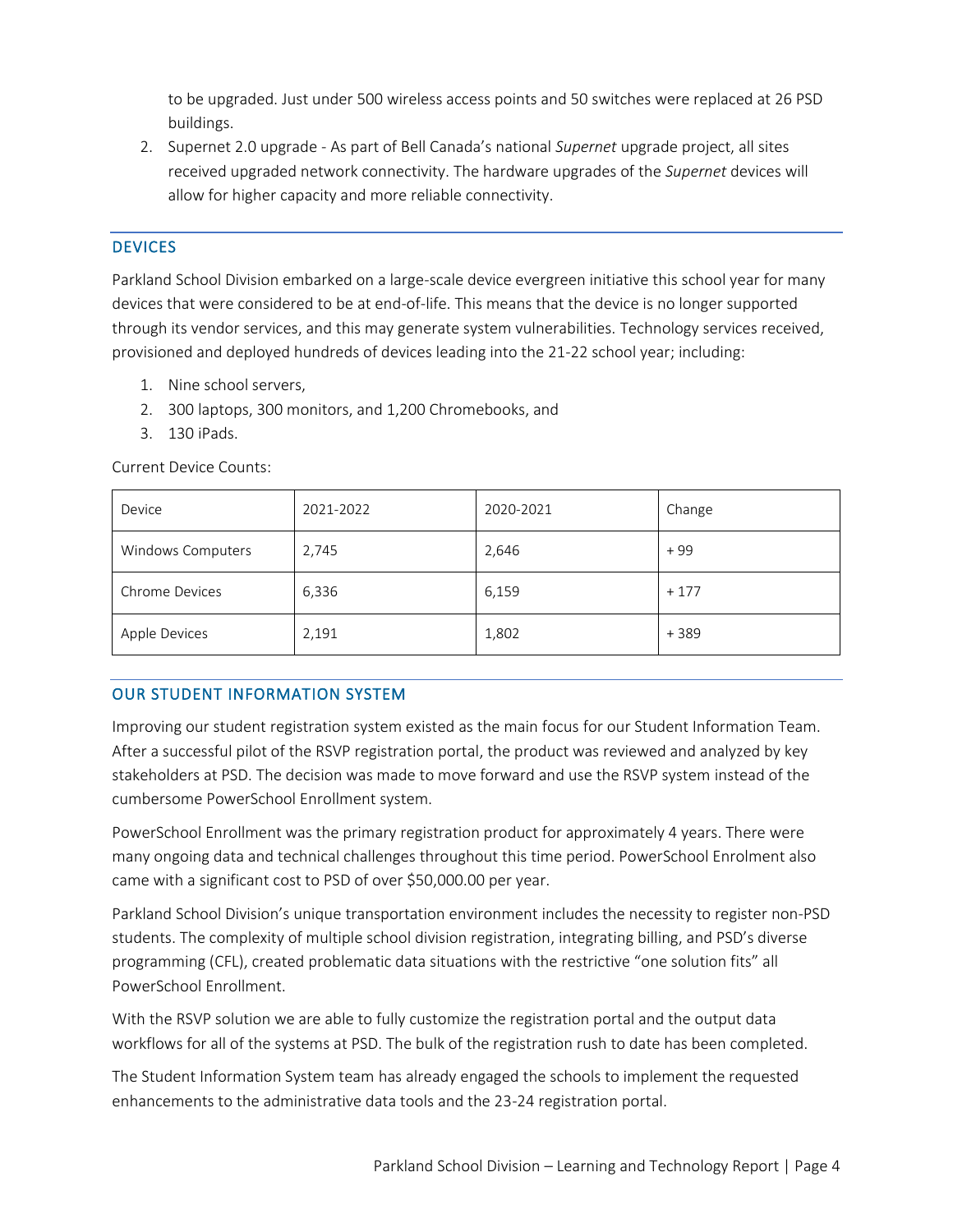to be upgraded. Just under 500 wireless access points and 50 switches were replaced at 26 PSD buildings.

2. Supernet 2.0 upgrade - As part of Bell Canada's national *Supernet* upgrade project, all sites received upgraded network connectivity. The hardware upgrades of the *Supernet* devices will allow for higher capacity and more reliable connectivity.

## DEVICES

Parkland School Division embarked on a large-scale device evergreen initiative this school year for many devices that were considered to be at end-of-life. This means that the device is no longer supported through its vendor services, and this may generate system vulnerabilities. Technology services received, provisioned and deployed hundreds of devices leading into the 21-22 school year; including:

1. Nine school servers,
2. 300 laptops, 300 monitors, and 1,200 Chromebooks, and
3. 130 iPads.

Current Device Counts:

| Device | 2021-2022 | 2020-2021 | Change |
|---|---|---|---|
| Windows Computers | 2,745 | 2,646 | + 99 |
| Chrome Devices | 6,336 | 6,159 | + 177 |
| Apple Devices | 2,191 | 1,802 | + 389 |

## OUR STUDENT INFORMATION SYSTEM

Improving our student registration system existed as the main focus for our Student Information Team. After a successful pilot of the RSVP registration portal, the product was reviewed and analyzed by key stakeholders at PSD. The decision was made to move forward and use the RSVP system instead of the cumbersome PowerSchool Enrollment system.

PowerSchool Enrollment was the primary registration product for approximately 4 years. There were many ongoing data and technical challenges throughout this time period. PowerSchool Enrolment also came with a significant cost to PSD of over $50,000.00 per year.

Parkland School Division's unique transportation environment includes the necessity to register non-PSD students. The complexity of multiple school division registration, integrating billing, and PSD's diverse programming (CFL), created problematic data situations with the restrictive "one solution fits" all PowerSchool Enrollment.

With the RSVP solution we are able to fully customize the registration portal and the output data workflows for all of the systems at PSD. The bulk of the registration rush to date has been completed.

The Student Information System team has already engaged the schools to implement the requested enhancements to the administrative data tools and the 23-24 registration portal.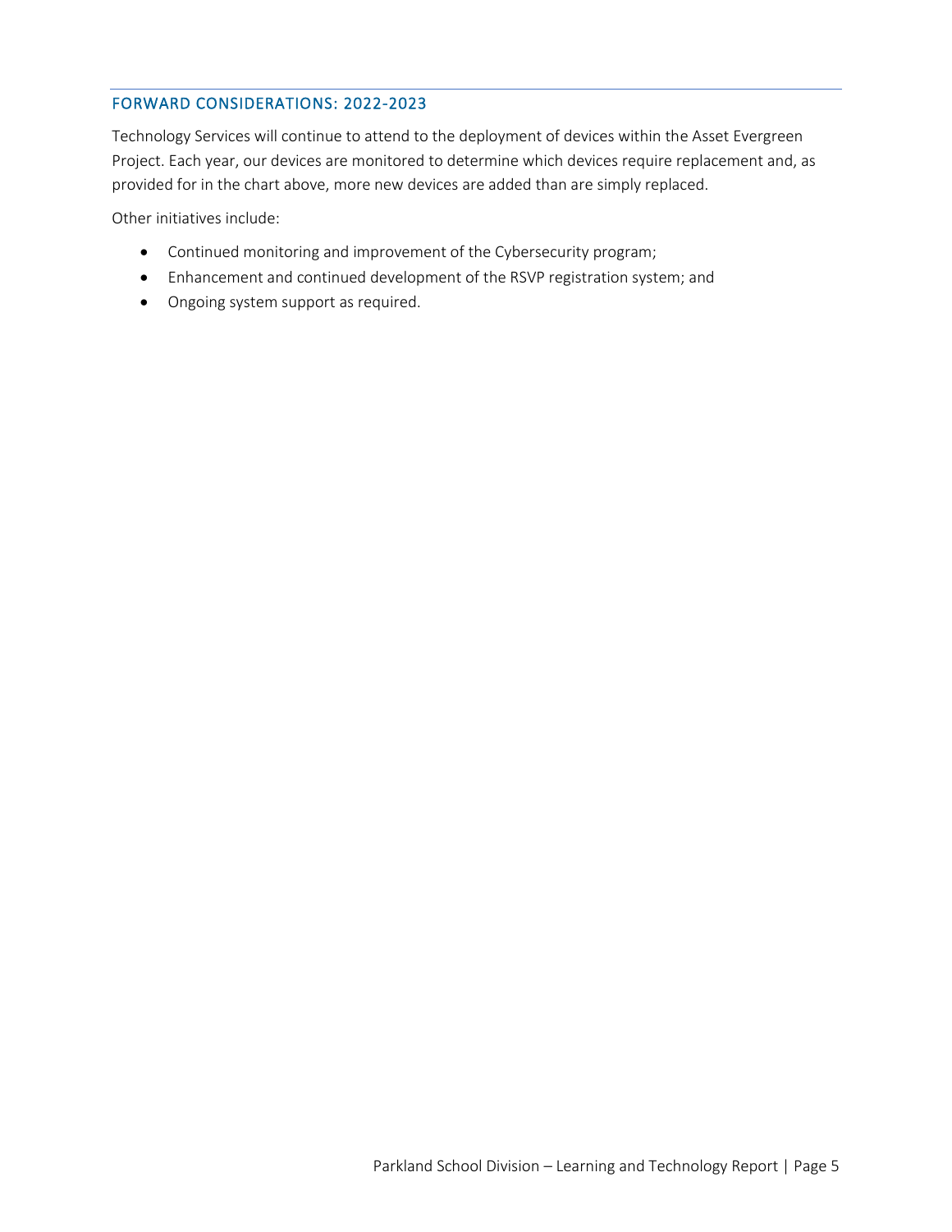## FORWARD CONSIDERATIONS: 2022-2023

Technology Services will continue to attend to the deployment of devices within the Asset Evergreen Project. Each year, our devices are monitored to determine which devices require replacement and, as provided for in the chart above, more new devices are added than are simply replaced.

Other initiatives include:

- Continued monitoring and improvement of the Cybersecurity program;
- Enhancement and continued development of the RSVP registration system; and
- Ongoing system support as required.